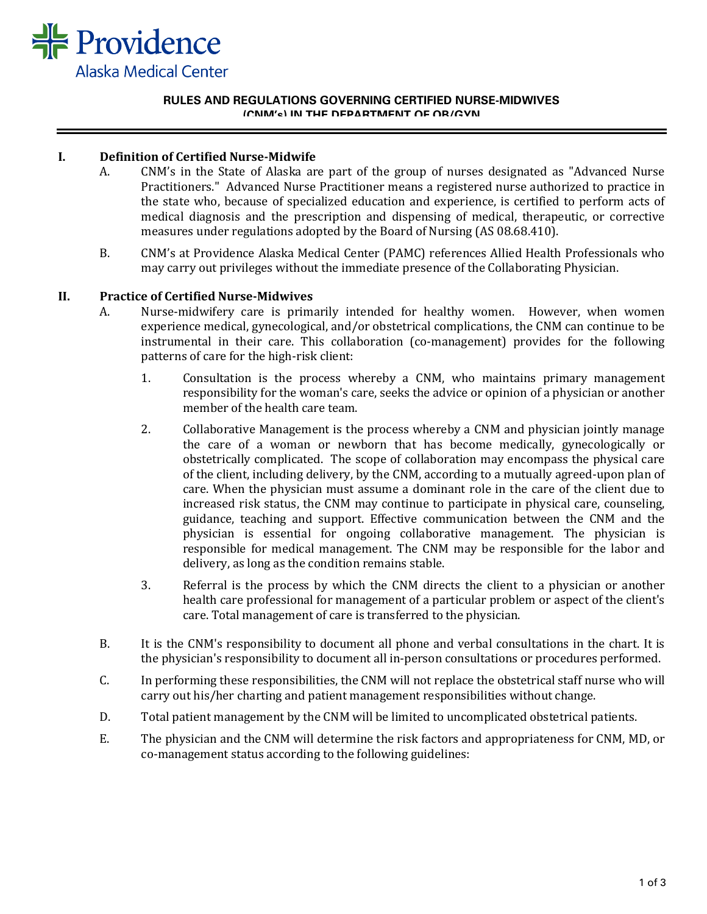# RULES AND REGULATIONS GOVERNING CERTIFIED NURSE-MIDWIVES (CNM's) IN THE DEPARTMENT OF OB/GYN

## I. Definition of Certified Nurse-Midwife

A. CNM's in the State of Alaska are part of the group of nurses designated as "Advanced Nurse Practitioners." Advanced Nurse Practitioner means a registered nurse authorized to practice in the state who, because of specialized education and experience, is certified to perform acts of medical diagnosis and the prescription and dispensing of medical, therapeutic, or corrective measures under regulations adopted by the Board of Nursing (AS 08.68.410).

B. CNM's at Providence Alaska Medical Center (PAMC) references Allied Health Professionals who may carry out privileges without the immediate presence of the Collaborating Physician.

## II. Practice of Certified Nurse-Midwives

A. Nurse-midwifery care is primarily intended for healthy women. However, when women experience medical, gynecological, and/or obstetrical complications, the CNM can continue to be instrumental in their care. This collaboration (co-management) provides for the following patterns of care for the high-risk client:

1. Consultation is the process whereby a CNM, who maintains primary management responsibility for the woman's care, seeks the advice or opinion of a physician or another member of the health care team.

2. Collaborative Management is the process whereby a CNM and physician jointly manage the care of a woman or newborn that has become medically, gynecologically or obstetrically complicated. The scope of collaboration may encompass the physical care of the client, including delivery, by the CNM, according to a mutually agreed-upon plan of care. When the physician must assume a dominant role in the care of the client due to increased risk status, the CNM may continue to participate in physical care, counseling, guidance, teaching and support. Effective communication between the CNM and the physician is essential for ongoing collaborative management. The physician is responsible for medical management. The CNM may be responsible for the labor and delivery, as long as the condition remains stable.

3. Referral is the process by which the CNM directs the client to a physician or another health care professional for management of a particular problem or aspect of the client's care. Total management of care is transferred to the physician.

B. It is the CNM's responsibility to document all phone and verbal consultations in the chart. It is the physician's responsibility to document all in-person consultations or procedures performed.

C. In performing these responsibilities, the CNM will not replace the obstetrical staff nurse who will carry out his/her charting and patient management responsibilities without change.

D. Total patient management by the CNM will be limited to uncomplicated obstetrical patients.

E. The physician and the CNM will determine the risk factors and appropriateness for CNM, MD, or co-management status according to the following guidelines: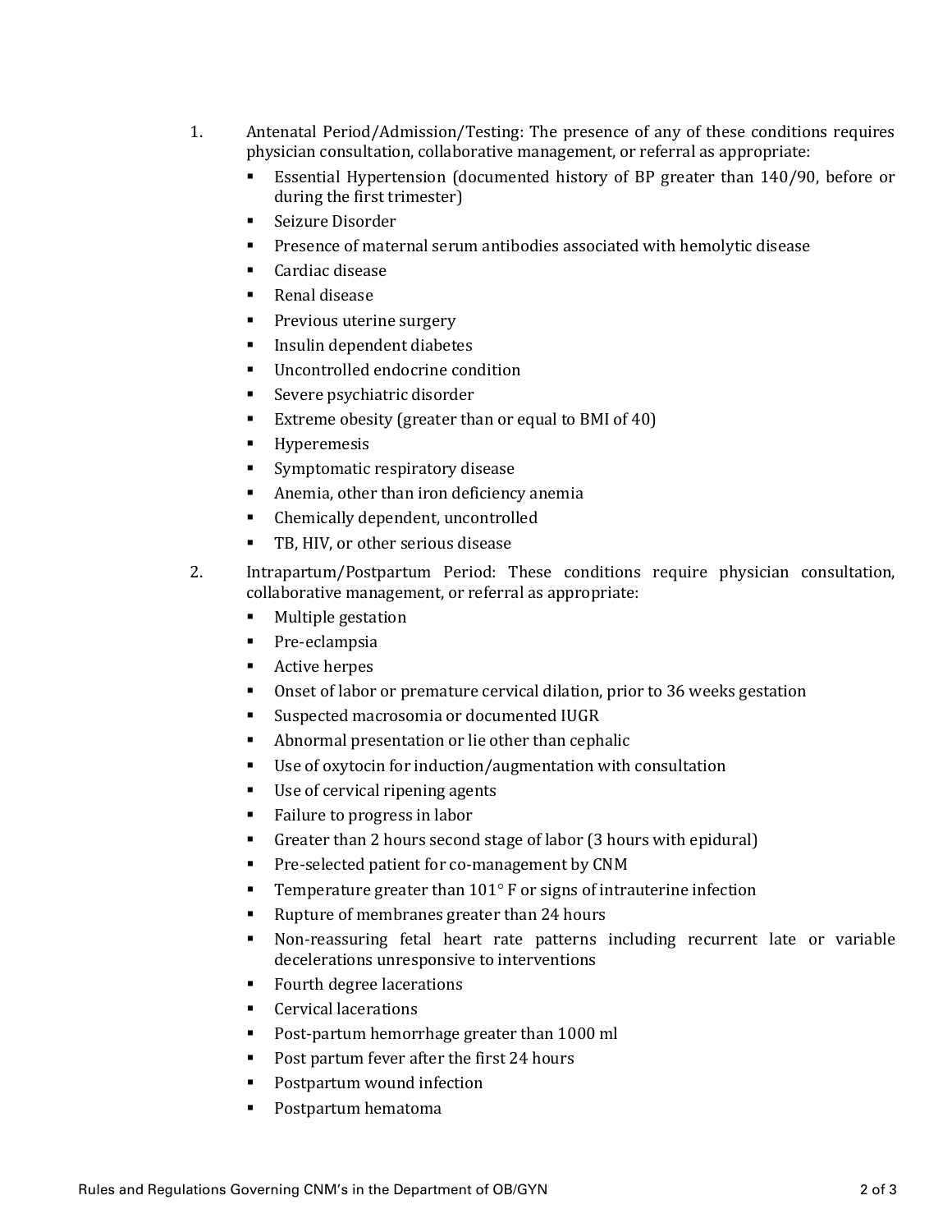1. Antenatal Period/Admission/Testing: The presence of any of these conditions requires physician consultation, collaborative management, or referral as appropriate:
   - Essential Hypertension (documented history of BP greater than 140/90, before or during the first trimester)
   - Seizure Disorder
   - Presence of maternal serum antibodies associated with hemolytic disease
   - Cardiac disease
   - Renal disease
   - Previous uterine surgery
   - Insulin dependent diabetes
   - Uncontrolled endocrine condition
   - Severe psychiatric disorder
   - Extreme obesity (greater than or equal to BMI of 40)
   - Hyperemesis
   - Symptomatic respiratory disease
   - Anemia, other than iron deficiency anemia
   - Chemically dependent, uncontrolled
   - TB, HIV, or other serious disease
2. Intrapartum/Postpartum Period: These conditions require physician consultation, collaborative management, or referral as appropriate:
   - Multiple gestation
   - Pre-eclampsia
   - Active herpes
   - Onset of labor or premature cervical dilation, prior to 36 weeks gestation
   - Suspected macrosomia or documented IUGR
   - Abnormal presentation or lie other than cephalic
   - Use of oxytocin for induction/augmentation with consultation
   - Use of cervical ripening agents
   - Failure to progress in labor
   - Greater than 2 hours second stage of labor (3 hours with epidural)
   - Pre-selected patient for co-management by CNM
   - Temperature greater than 101° F or signs of intrauterine infection
   - Rupture of membranes greater than 24 hours
   - Non-reassuring fetal heart rate patterns including recurrent late or variable decelerations unresponsive to interventions
   - Fourth degree lacerations
   - Cervical lacerations
   - Post-partum hemorrhage greater than 1000 ml
   - Post partum fever after the first 24 hours
   - Postpartum wound infection
   - Postpartum hematoma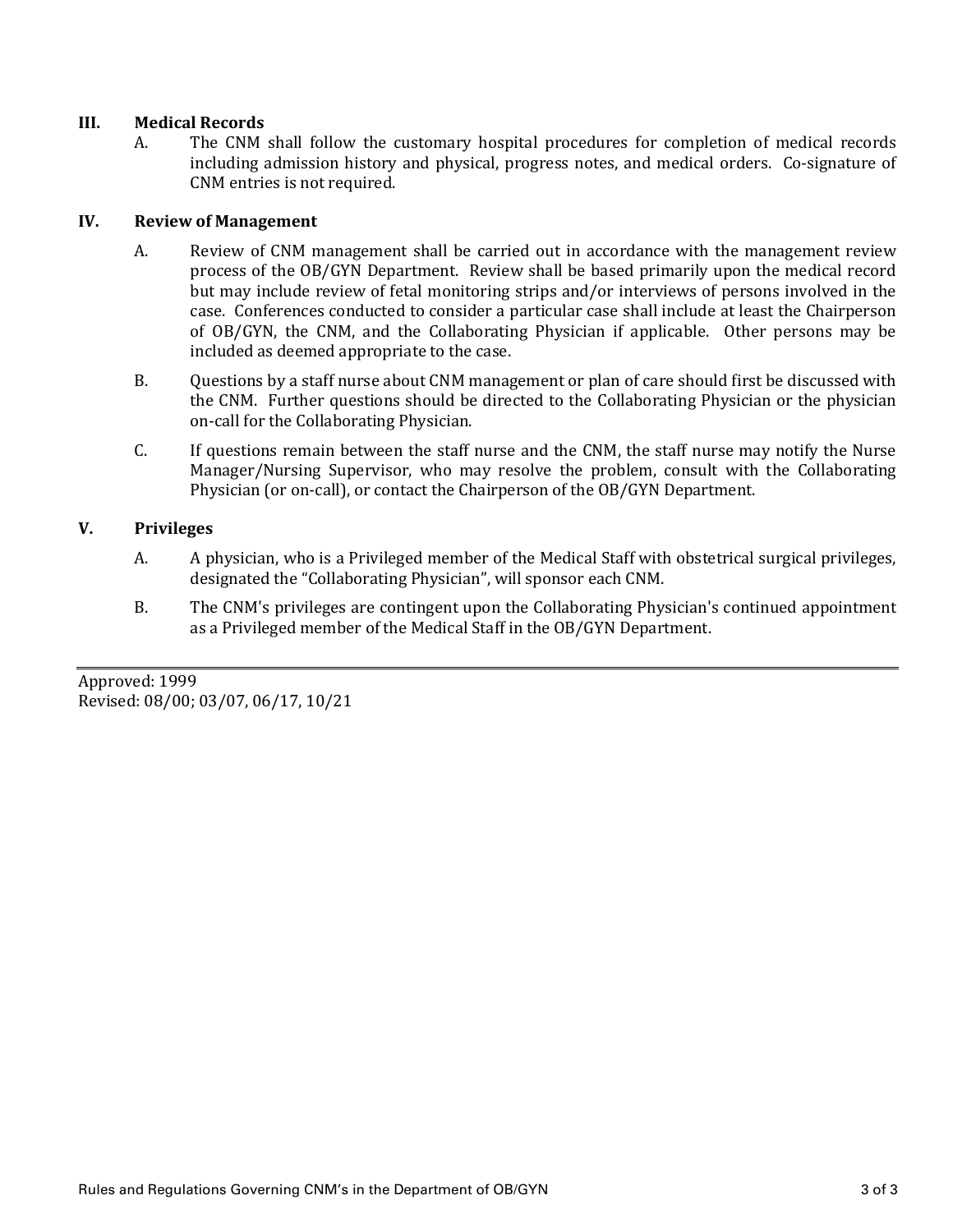## III. Medical Records

A. The CNM shall follow the customary hospital procedures for completion of medical records including admission history and physical, progress notes, and medical orders. Co-signature of CNM entries is not required.

## IV. Review of Management

A. Review of CNM management shall be carried out in accordance with the management review process of the OB/GYN Department. Review shall be based primarily upon the medical record but may include review of fetal monitoring strips and/or interviews of persons involved in the case. Conferences conducted to consider a particular case shall include at least the Chairperson of OB/GYN, the CNM, and the Collaborating Physician if applicable. Other persons may be included as deemed appropriate to the case.

B. Questions by a staff nurse about CNM management or plan of care should first be discussed with the CNM. Further questions should be directed to the Collaborating Physician or the physician on-call for the Collaborating Physician.

C. If questions remain between the staff nurse and the CNM, the staff nurse may notify the Nurse Manager/Nursing Supervisor, who may resolve the problem, consult with the Collaborating Physician (or on-call), or contact the Chairperson of the OB/GYN Department.

## V. Privileges

A. A physician, who is a Privileged member of the Medical Staff with obstetrical surgical privileges, designated the "Collaborating Physician", will sponsor each CNM.

B. The CNM's privileges are contingent upon the Collaborating Physician's continued appointment as a Privileged member of the Medical Staff in the OB/GYN Department.

---

Approved: 1999
Revised: 08/00; 03/07, 06/17, 10/21